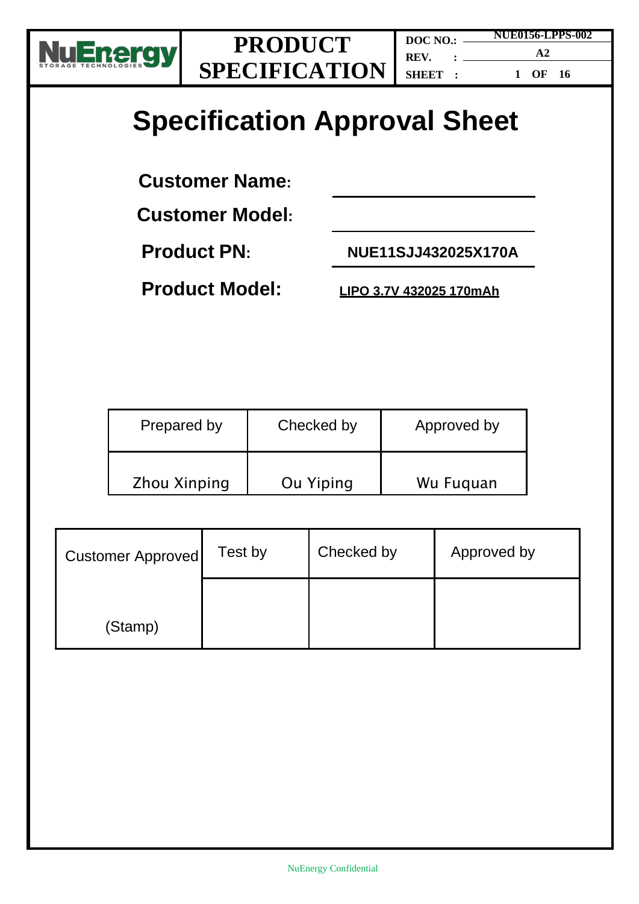| NuEnergy STORAGE TECHNOLOGIES | PRODUCT SPECIFICATION | DOC NO.: NUE0156-LPPS-002 |
|---|---|---|
| | | REV. : A2 |

# Specification Approval Sheet

**Customer Name:** ____________________

**Customer Model:** ____________________

**Product PN:** NUE11SJJ432025X170A

**Product Model:** LIPO 3.7V 432025 170mAh

| Prepared by | Checked by | Approved by |
|---|---|---|
| Zhou Xinping | Ou Yiping | Wu Fuquan |

| Customer Approved | Test by | Checked by | Approved by |
|---|---|---|---|
| (Stamp) | | | |

NuEnergy Confidential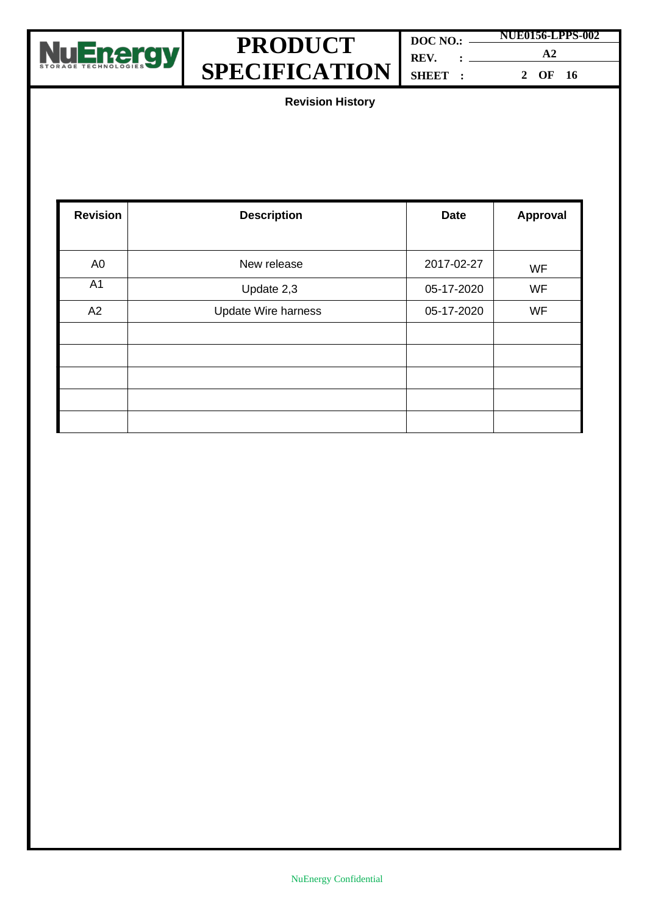## Revision History

| Revision | Description | Date | Approval |
|---|---|---|---|
| A0 | New release | 2017-02-27 | WF |
| A1 | Update 2,3 | 05-17-2020 | WF |
| A2 | Update Wire harness | 05-17-2020 | WF |
| | | | |
| | | | |
| | | | |
| | | | |
| | | | |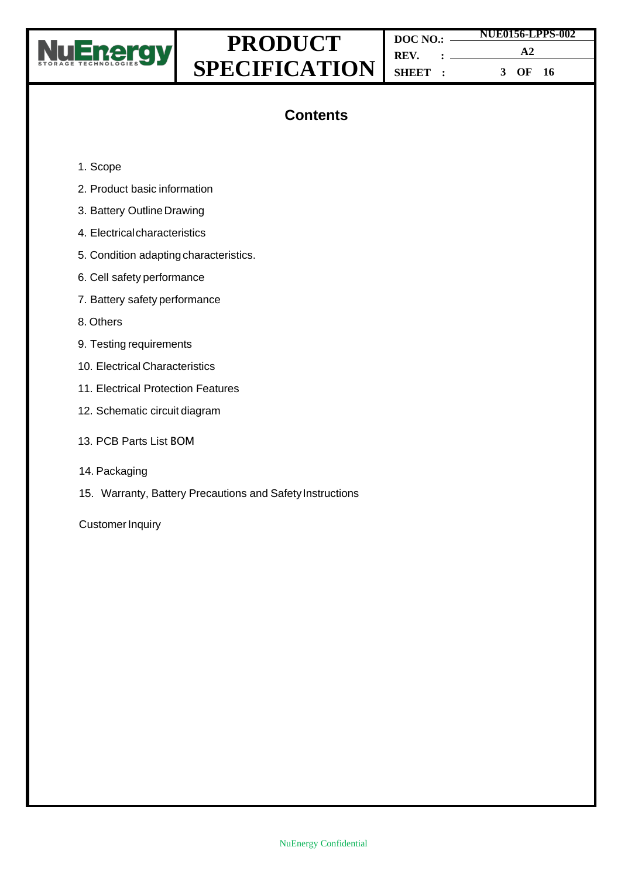# Contents

1. Scope
2. Product basic information
3. Battery Outline Drawing
4. Electrical characteristics
5. Condition adapting characteristics.
6. Cell safety performance
7. Battery safety performance
8. Others
9. Testing requirements
10. Electrical Characteristics
11. Electrical Protection Features
12. Schematic circuit diagram
13. PCB Parts List BOM
14. Packaging
15. Warranty, Battery Precautions and Safety Instructions

Customer Inquiry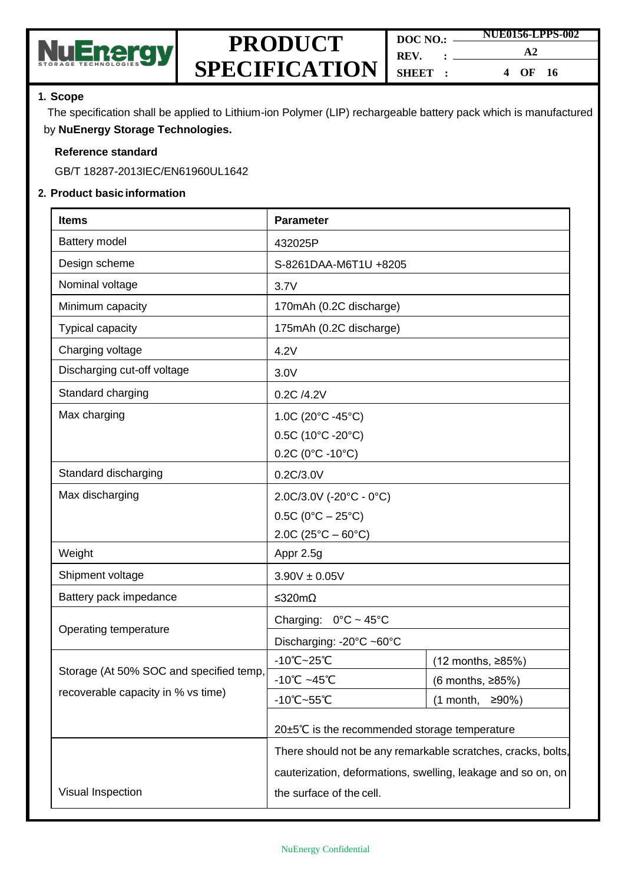## 1. Scope

The specification shall be applied to Lithium-ion Polymer (LIP) rechargeable battery pack which is manufactured by **NuEnergy Storage Technologies.**

**Reference standard**

GB/T 18287-2013IEC/EN61960UL1642

## 2. Product basic information

| **Items** | **Parameter** | |
|---|---|---|
| Battery model | 432025P | |
| Design scheme | S-8261DAA-M6T1U +8205 | |
| Nominal voltage | 3.7V | |
| Minimum capacity | 170mAh (0.2C discharge) | |
| Typical capacity | 175mAh (0.2C discharge) | |
| Charging voltage | 4.2V | |
| Discharging cut-off voltage | 3.0V | |
| Standard charging | 0.2C /4.2V | |
| Max charging | 1.0C (20°C -45°C)<br>0.5C (10°C -20°C)<br>0.2C (0°C -10°C) | |
| Standard discharging | 0.2C/3.0V | |
| Max discharging | 2.0C/3.0V (-20°C - 0°C)<br>0.5C (0°C – 25°C)<br>2.0C (25°C – 60°C) | |
| Weight | Appr 2.5g | |
| Shipment voltage | 3.90V ± 0.05V | |
| Battery pack impedance | ≤320mΩ | |
| Operating temperature | Charging: 0°C ~ 45°C | |
| | Discharging: -20°C ~60°C | |
| Storage (At 50% SOC and specified temp, recoverable capacity in % vs time) | -10℃~25℃ | (12 months, ≥85%) |
| | -10℃ ~45℃ | (6 months, ≥85%) |
| | -10℃~55℃ | (1 month, ≥90%) |
| | 20±5℃ is the recommended storage temperature | |
| Visual Inspection | There should not be any remarkable scratches, cracks, bolts, cauterization, deformations, swelling, leakage and so on, on the surface of the cell. | |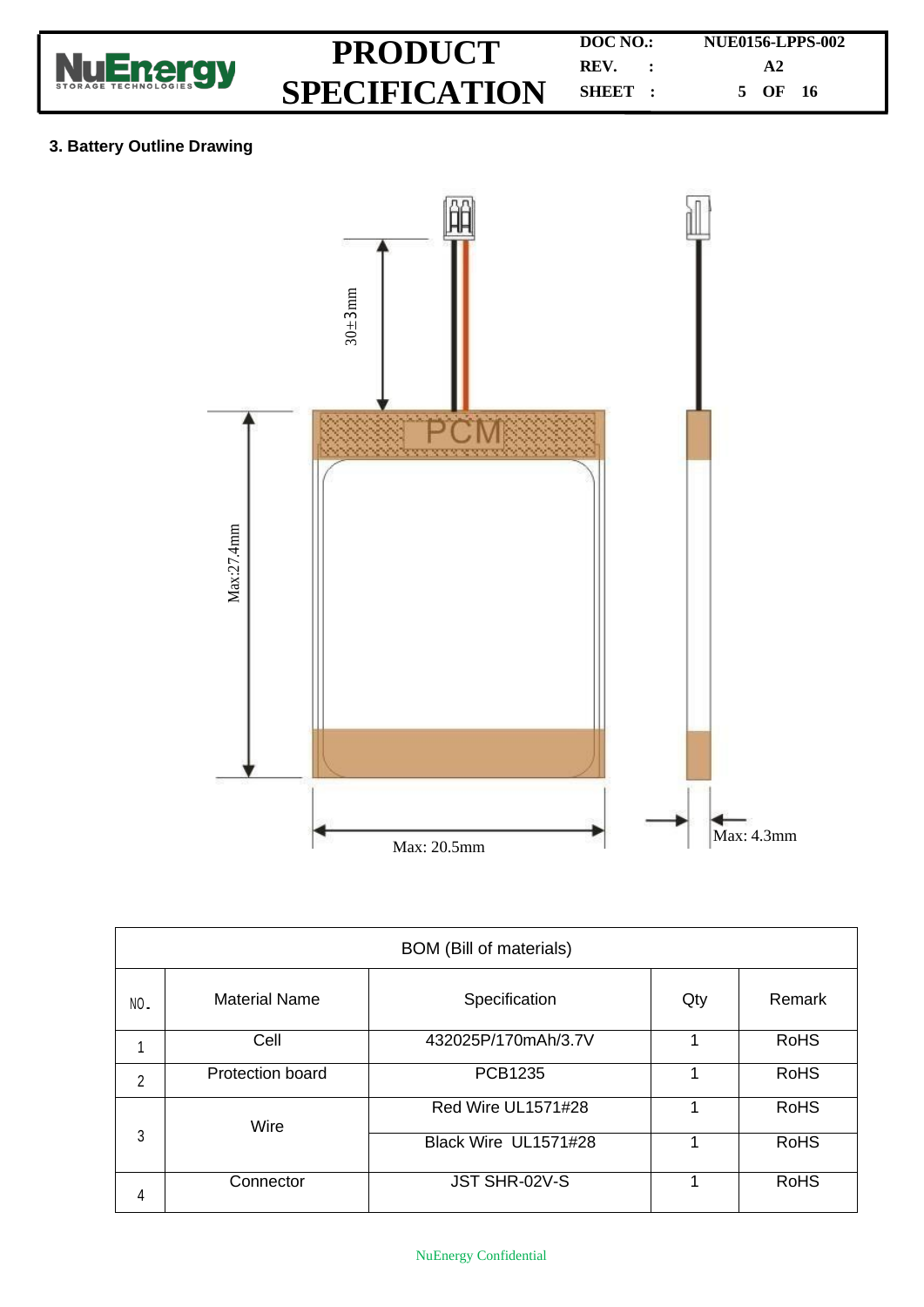## 3. Battery Outline Drawing

30±3mm

PCM

Max:27.4mm

Max: 20.5mm

Max: 4.3mm

| BOM (Bill of materials) | | | | |
|---|---|---|---|---|
| NO. | Material Name | Specification | Qty | Remark |
| 1 | Cell | 432025P/170mAh/3.7V | 1 | RoHS |
| 2 | Protection board | PCB1235 | 1 | RoHS |
| 3 | Wire | Red Wire UL1571#28 | 1 | RoHS |
| | | Black Wire UL1571#28 | 1 | RoHS |
| 4 | Connector | JST SHR-02V-S | 1 | RoHS |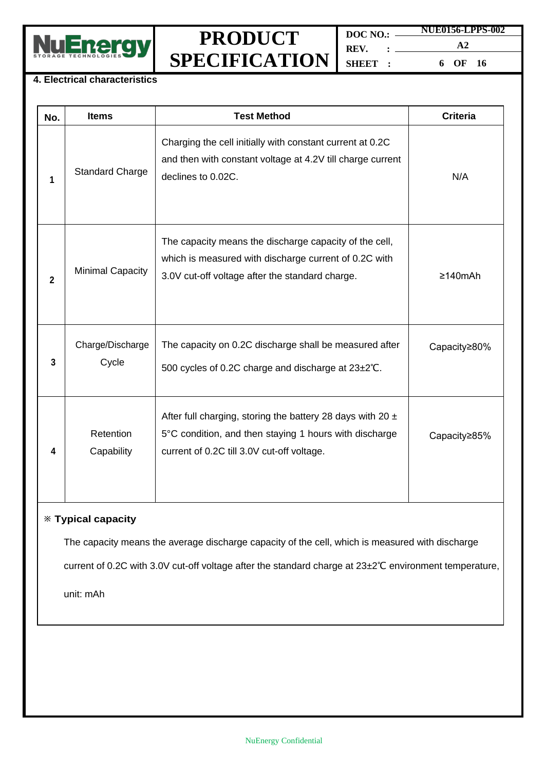## 4. Electrical characteristics

| No. | Items | Test Method | Criteria |
|---|---|---|---|
| 1 | Standard Charge | Charging the cell initially with constant current at 0.2C and then with constant voltage at 4.2V till charge current declines to 0.02C. | N/A |
| 2 | Minimal Capacity | The capacity means the discharge capacity of the cell, which is measured with discharge current of 0.2C with 3.0V cut-off voltage after the standard charge. | ≥140mAh |
| 3 | Charge/Discharge Cycle | The capacity on 0.2C discharge shall be measured after 500 cycles of 0.2C charge and discharge at 23±2℃. | Capacity≥80% |
| 4 | Retention Capability | After full charging, storing the battery 28 days with 20 ± 5°C condition, and then staying 1 hours with discharge current of 0.2C till 3.0V cut-off voltage. | Capacity≥85% |

**※ Typical capacity**

The capacity means the average discharge capacity of the cell, which is measured with discharge current of 0.2C with 3.0V cut-off voltage after the standard charge at 23±2℃ environment temperature, unit: mAh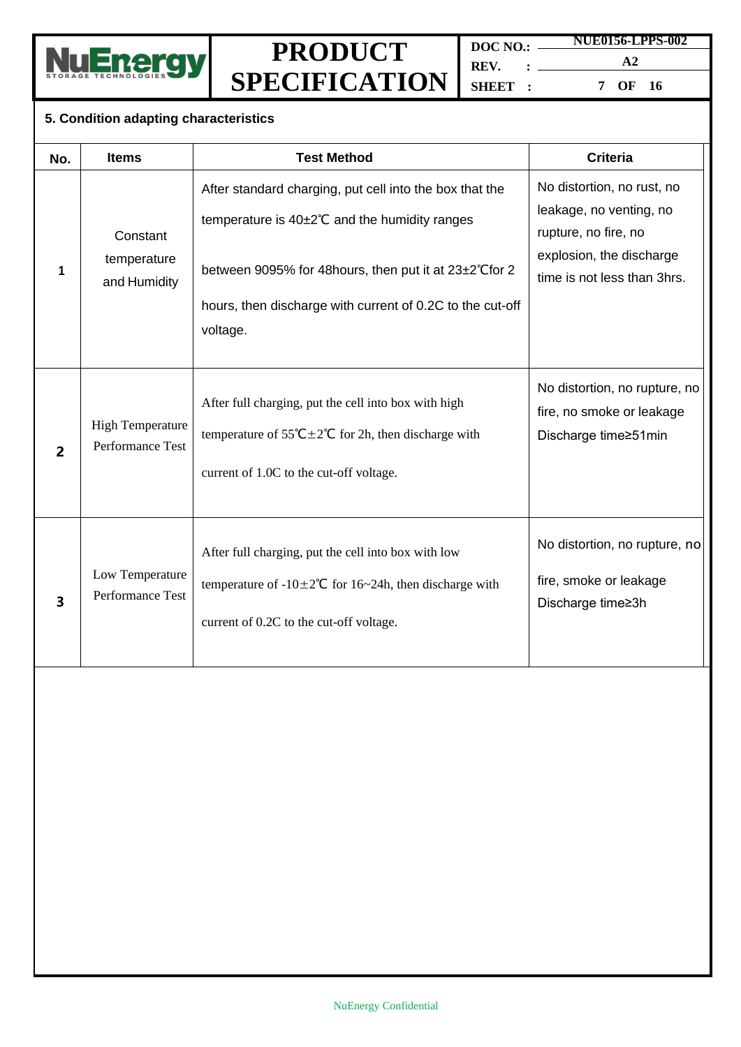## 5. Condition adapting characteristics

| No. | Items | Test Method | Criteria |
|---|---|---|---|
| 1 | Constant temperature and Humidity | After standard charging, put cell into the box that the temperature is 40±2℃ and the humidity ranges between 9095% for 48hours, then put it at 23±2℃for 2 hours, then discharge with current of 0.2C to the cut-off voltage. | No distortion, no rust, no leakage, no venting, no rupture, no fire, no explosion, the discharge time is not less than 3hrs. |
| 2 | High Temperature Performance Test | After full charging, put the cell into box with high temperature of 55℃±2℃ for 2h, then discharge with current of 1.0C to the cut-off voltage. | No distortion, no rupture, no fire, no smoke or leakage Discharge time≥51min |
| 3 | Low Temperature Performance Test | After full charging, put the cell into box with low temperature of -10±2℃ for 16~24h, then discharge with current of 0.2C to the cut-off voltage. | No distortion, no rupture, no fire, smoke or leakage Discharge time≥3h |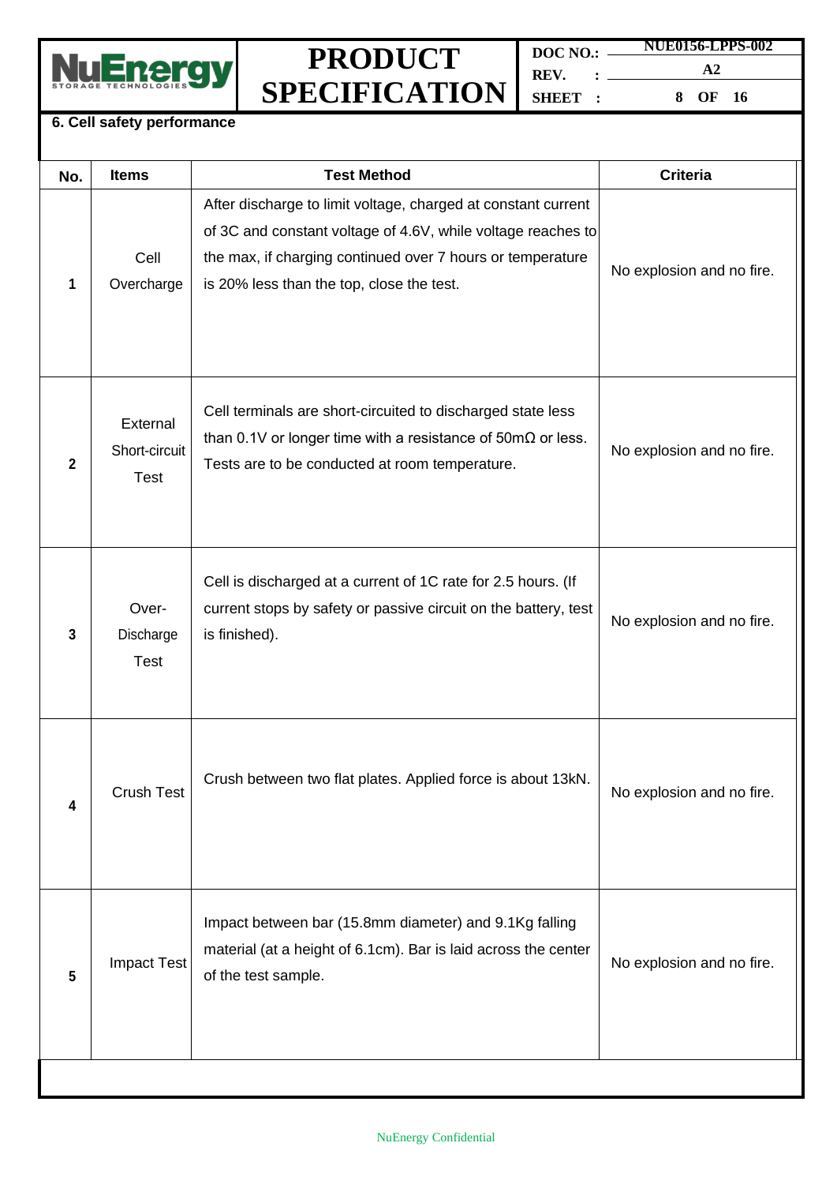## 6. Cell safety performance

| No. | Items | Test Method | Criteria |
| --- | --- | --- | --- |
| 1 | Cell Overcharge | After discharge to limit voltage, charged at constant current of 3C and constant voltage of 4.6V, while voltage reaches to the max, if charging continued over 7 hours or temperature is 20% less than the top, close the test. | No explosion and no fire. |
| 2 | External Short-circuit Test | Cell terminals are short-circuited to discharged state less than 0.1V or longer time with a resistance of 50mΩ or less. Tests are to be conducted at room temperature. | No explosion and no fire. |
| 3 | Over-Discharge Test | Cell is discharged at a current of 1C rate for 2.5 hours. (If current stops by safety or passive circuit on the battery, test is finished). | No explosion and no fire. |
| 4 | Crush Test | Crush between two flat plates. Applied force is about 13kN. | No explosion and no fire. |
| 5 | Impact Test | Impact between bar (15.8mm diameter) and 9.1Kg falling material (at a height of 6.1cm). Bar is laid across the center of the test sample. | No explosion and no fire. |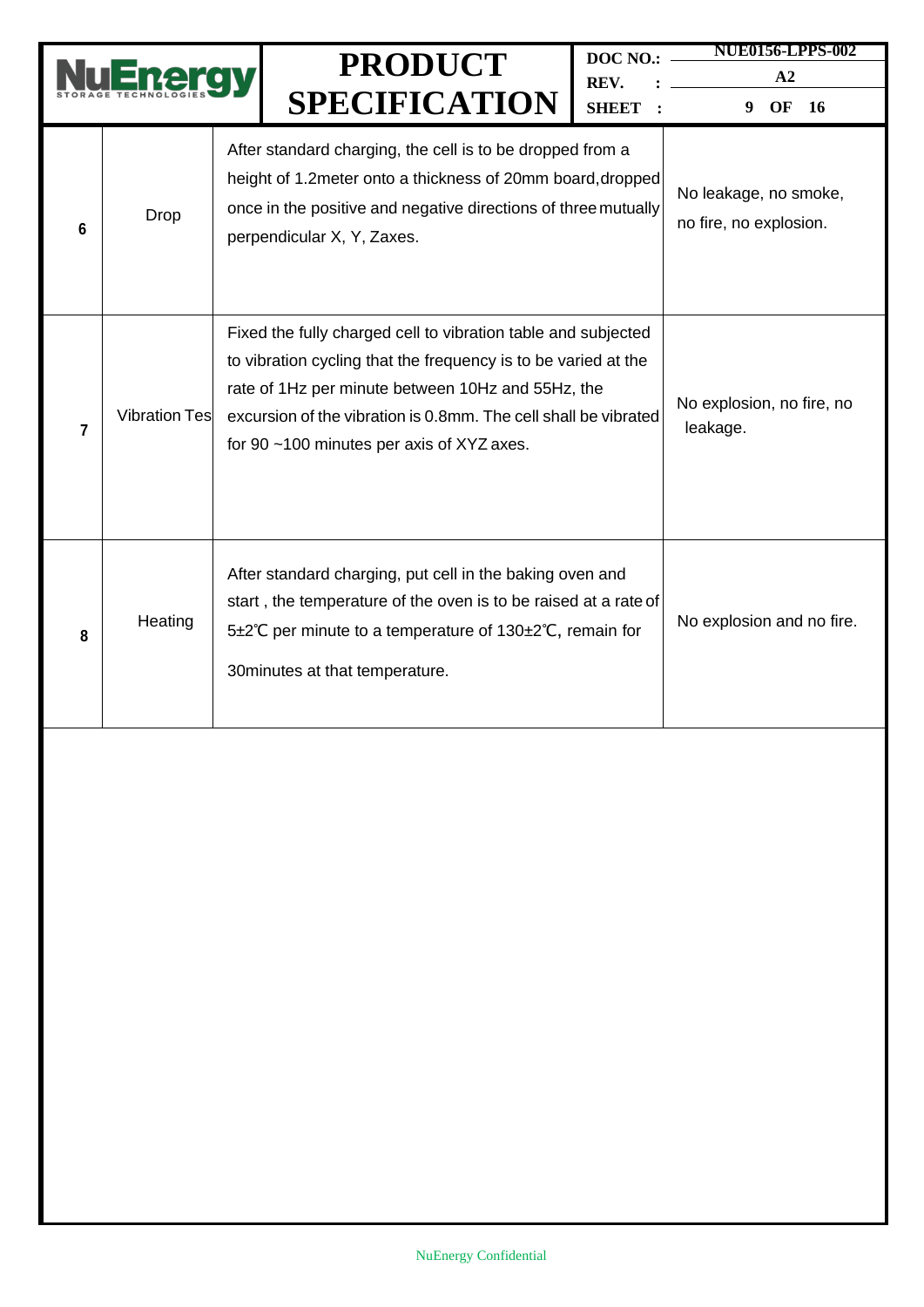| 6 | Drop | After standard charging, the cell is to be dropped from a height of 1.2meter onto a thickness of 20mm board,dropped once in the positive and negative directions of three mutually perpendicular X, Y, Zaxes. | No leakage, no smoke, no fire, no explosion. |
|---|---|---|---|
| 7 | Vibration Tes | Fixed the fully charged cell to vibration table and subjected to vibration cycling that the frequency is to be varied at the rate of 1Hz per minute between 10Hz and 55Hz, the excursion of the vibration is 0.8mm. The cell shall be vibrated for 90 ~100 minutes per axis of XYZ axes. | No explosion, no fire, no leakage. |
| 8 | Heating | After standard charging, put cell in the baking oven and start , the temperature of the oven is to be raised at a rate of 5±2℃ per minute to a temperature of 130±2℃, remain for 30minutes at that temperature. | No explosion and no fire. |

NuEnergy Confidential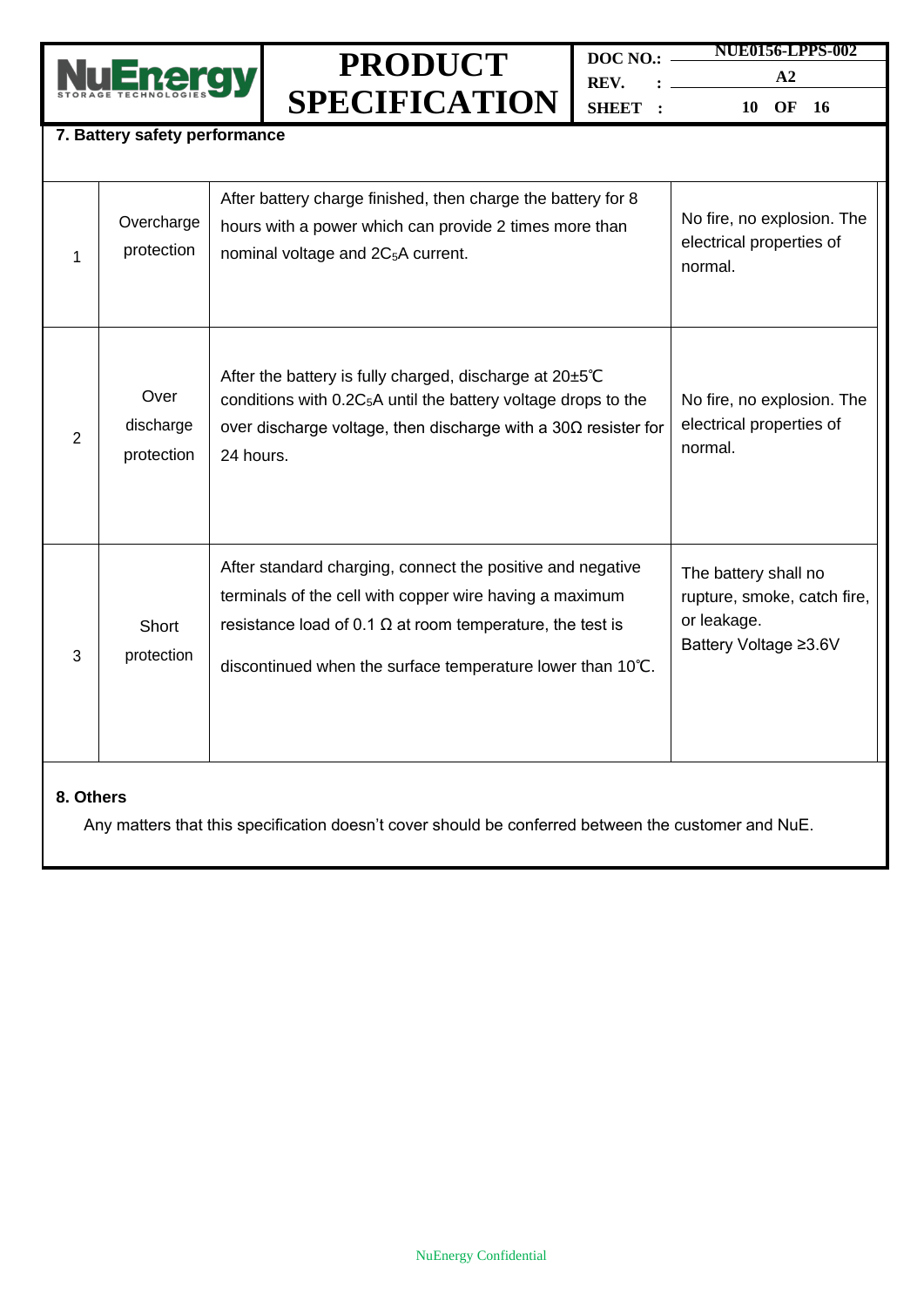## 7. Battery safety performance

| | | | |
|---|---|---|---|
| 1 | Overcharge protection | After battery charge finished, then charge the battery for 8 hours with a power which can provide 2 times more than nominal voltage and $2C_5$A current. | No fire, no explosion. The electrical properties of normal. |
| 2 | Over discharge protection | After the battery is fully charged, discharge at 20±5℃ conditions with $0.2C_5$A until the battery voltage drops to the over discharge voltage, then discharge with a 30Ω resister for 24 hours. | No fire, no explosion. The electrical properties of normal. |
| 3 | Short protection | After standard charging, connect the positive and negative terminals of the cell with copper wire having a maximum resistance load of 0.1 Ω at room temperature, the test is discontinued when the surface temperature lower than 10℃. | The battery shall no rupture, smoke, catch fire, or leakage. Battery Voltage ≥3.6V |

## 8. Others

Any matters that this specification doesn't cover should be conferred between the customer and NuE.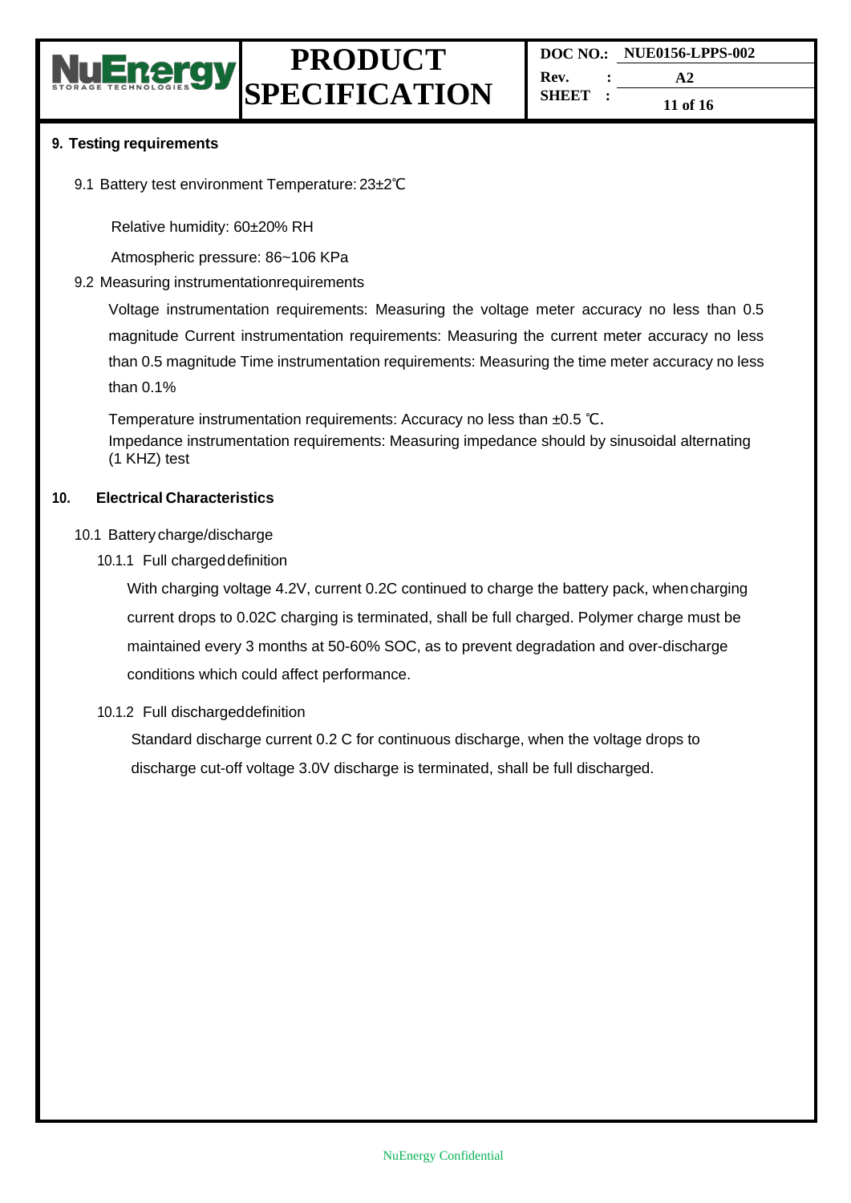## 9. Testing requirements

9.1 Battery test environment Temperature: 23±2℃

Relative humidity: 60±20% RH

Atmospheric pressure: 86~106 KPa

9.2 Measuring instrumentationrequirements

Voltage instrumentation requirements: Measuring the voltage meter accuracy no less than 0.5 magnitude Current instrumentation requirements: Measuring the current meter accuracy no less than 0.5 magnitude Time instrumentation requirements: Measuring the time meter accuracy no less than 0.1%

Temperature instrumentation requirements: Accuracy no less than ±0.5 ℃.
Impedance instrumentation requirements: Measuring impedance should by sinusoidal alternating (1 KHZ) test

## 10. Electrical Characteristics

10.1 Battery charge/discharge

10.1.1 Full charged definition

With charging voltage 4.2V, current 0.2C continued to charge the battery pack, when charging current drops to 0.02C charging is terminated, shall be full charged. Polymer charge must be maintained every 3 months at 50-60% SOC, as to prevent degradation and over-discharge conditions which could affect performance.

10.1.2 Full discharged definition

Standard discharge current 0.2 C for continuous discharge, when the voltage drops to discharge cut-off voltage 3.0V discharge is terminated, shall be full discharged.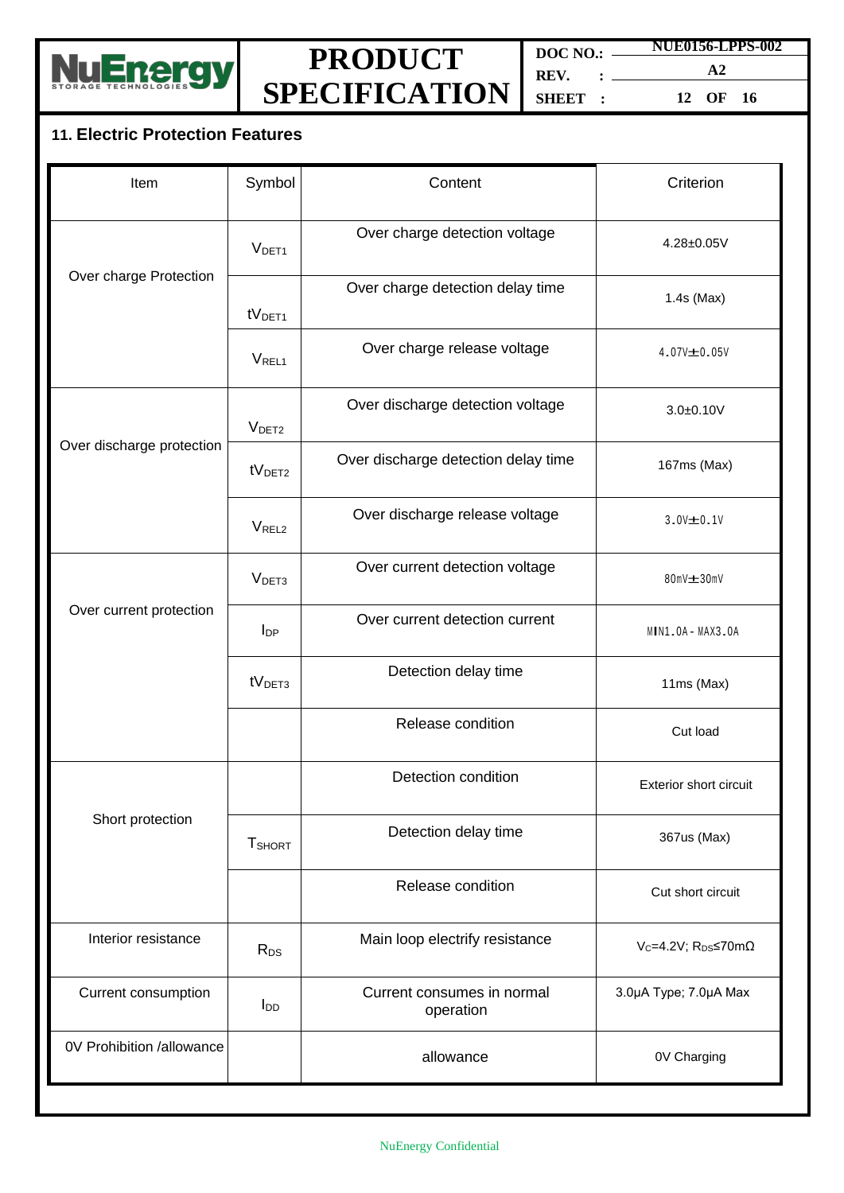## 11. Electric Protection Features

| Item | Symbol | Content | Criterion |
|---|---|---|---|
| Over charge Protection | $V_{DET1}$ | Over charge detection voltage | 4.28±0.05V |
| | $tV_{DET1}$ | Over charge detection delay time | 1.4s (Max) |
| | $V_{REL1}$ | Over charge release voltage | 4.07V±0.05V |
| Over discharge protection | $V_{DET2}$ | Over discharge detection voltage | 3.0±0.10V |
| | $tV_{DET2}$ | Over discharge detection delay time | 167ms (Max) |
| | $V_{REL2}$ | Over discharge release voltage | 3.0V±0.1V |
| Over current protection | $V_{DET3}$ | Over current detection voltage | 80mV±30mV |
| | $I_{DP}$ | Over current detection current | MIN1.0A - MAX3.0A |
| | $tV_{DET3}$ | Detection delay time | 11ms (Max) |
| | | Release condition | Cut load |
| Short protection | | Detection condition | Exterior short circuit |
| | $T_{SHORT}$ | Detection delay time | 367us (Max) |
| | | Release condition | Cut short circuit |
| Interior resistance | $R_{DS}$ | Main loop electrify resistance | $V_C$=4.2V; $R_{DS}$≤70mΩ |
| Current consumption | $I_{DD}$ | Current consumes in normal operation | 3.0μA Type; 7.0μA Max |
| 0V Prohibition /allowance | | allowance | 0V Charging |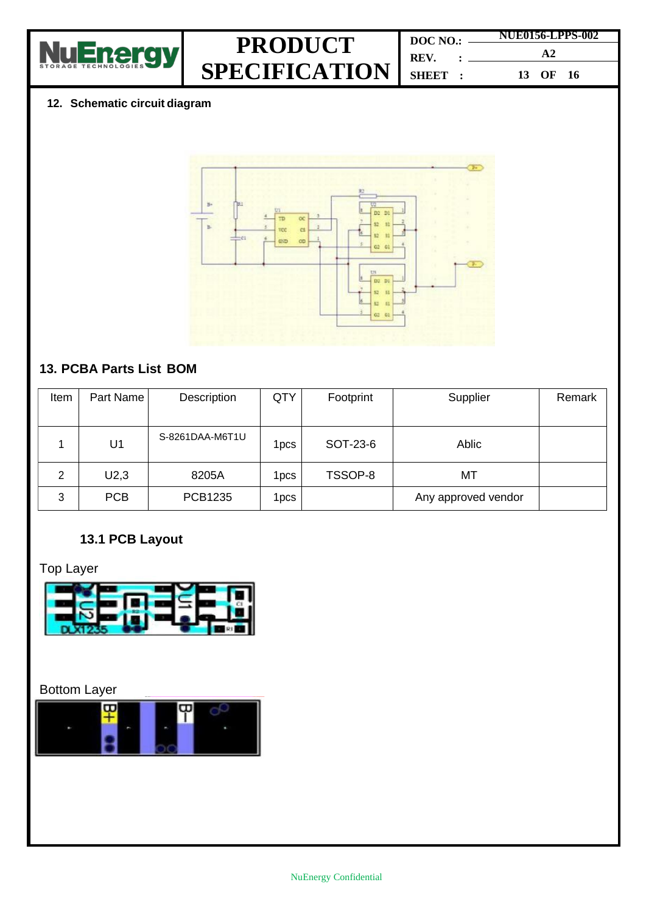## 12. Schematic circuit diagram

## 13. PCBA Parts List BOM

| Item | Part Name | Description | QTY | Footprint | Supplier | Remark |
|---|---|---|---|---|---|---|
| 1 | U1 | S-8261DAA-M6T1U | 1pcs | SOT-23-6 | Ablic | |
| 2 | U2,3 | 8205A | 1pcs | TSSOP-8 | MT | |
| 3 | PCB | PCB1235 | 1pcs | | Any approved vendor | |

### 13.1 PCB Layout

Top Layer

Bottom Layer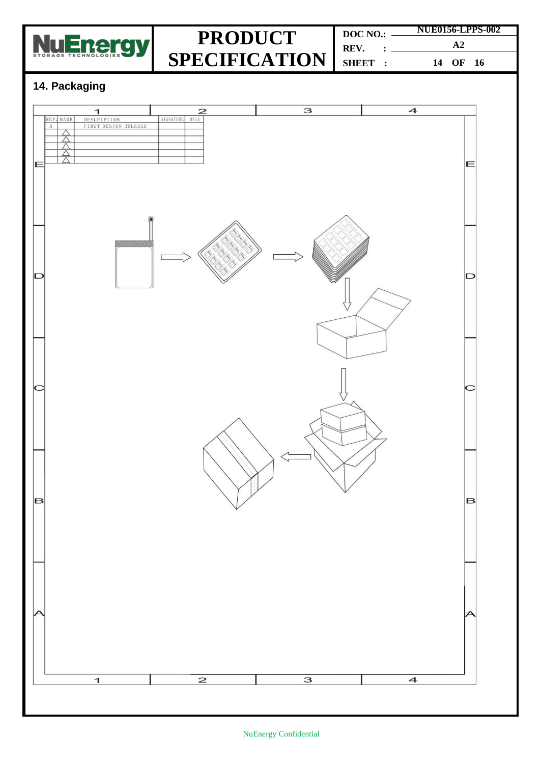## 14. Packaging

| REV. | MARK | DESCRIPTION | SIGNATURE | DATE |
|---|---|---|---|---|
| A | | FIRST DESIGN RELEASE | | |
| | △ | | | |
| | △ | | | |
| | △ | | | |
| | △ | | | |
| | △ | | | |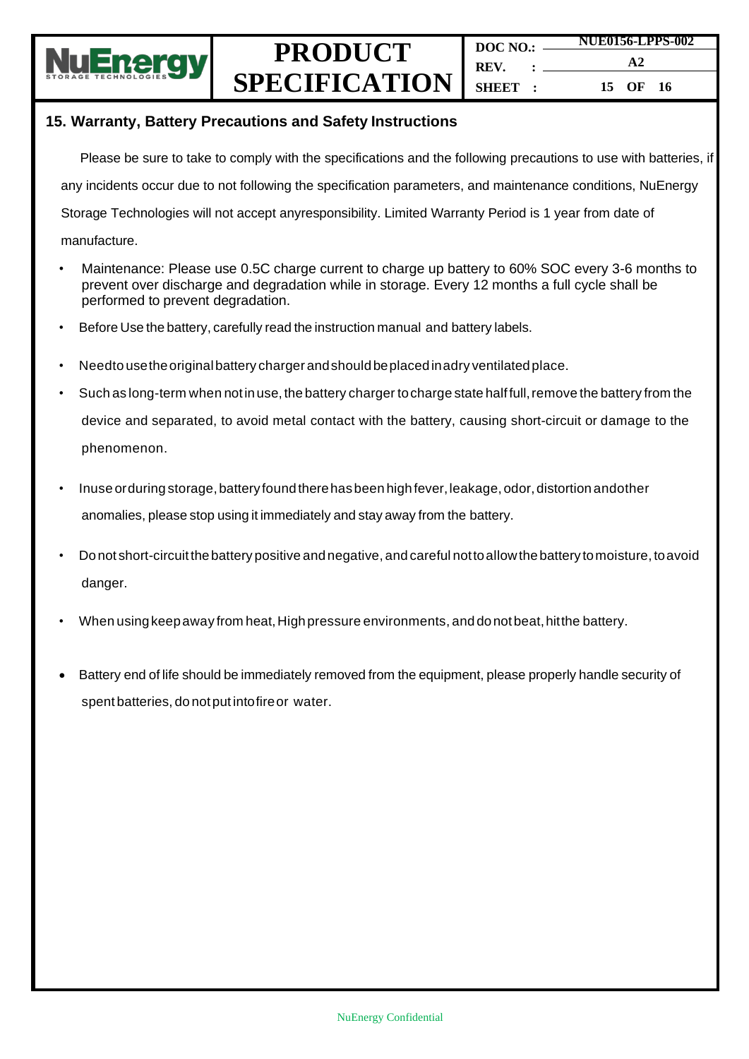## 15. Warranty, Battery Precautions and Safety Instructions

Please be sure to take to comply with the specifications and the following precautions to use with batteries, if any incidents occur due to not following the specification parameters, and maintenance conditions, NuEnergy Storage Technologies will not accept anyresponsibility. Limited Warranty Period is 1 year from date of manufacture.

- Maintenance: Please use 0.5C charge current to charge up battery to 60% SOC every 3-6 months to prevent over discharge and degradation while in storage. Every 12 months a full cycle shall be performed to prevent degradation.
- Before Use the battery, carefully read the instruction manual and battery labels.
- Needto usethe original battery charger and should be placed in adry ventilated place.
- Such as long-term when not in use, the battery charger to charge state half full, remove the battery from the device and separated, to avoid metal contact with the battery, causing short-circuit or damage to the phenomenon.
- Inuse orduring storage, battery found there has been high fever, leakage, odor, distortion andother anomalies, please stop using it immediately and stay away from the battery.
- Do not short-circuit the battery positive and negative, and careful not to allow the battery to moisture, to avoid danger.
- When using keep away from heat, High pressure environments, and do not beat, hitthe battery.
- Battery end of life should be immediately removed from the equipment, please properly handle security of spent batteries, do not put intofire or water.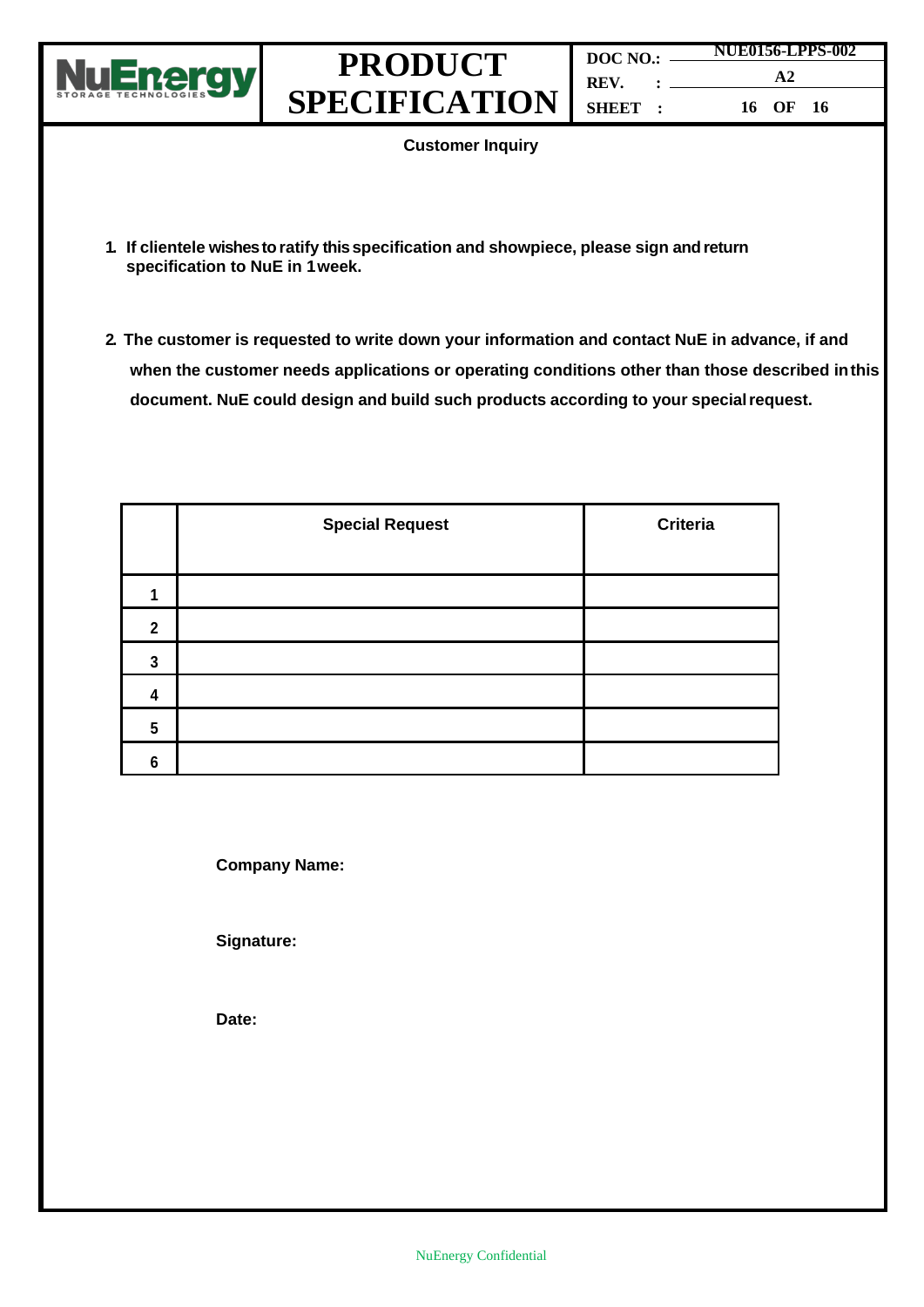## Customer Inquiry

1. If clientele wishes to ratify this specification and showpiece, please sign and return specification to NuE in 1 week.

2. The customer is requested to write down your information and contact NuE in advance, if and when the customer needs applications or operating conditions other than those described in this document. NuE could design and build such products according to your special request.

| | Special Request | Criteria |
|---|---|---|
| 1 | | |
| 2 | | |
| 3 | | |
| 4 | | |
| 5 | | |
| 6 | | |

**Company Name:**

**Signature:**

**Date:**